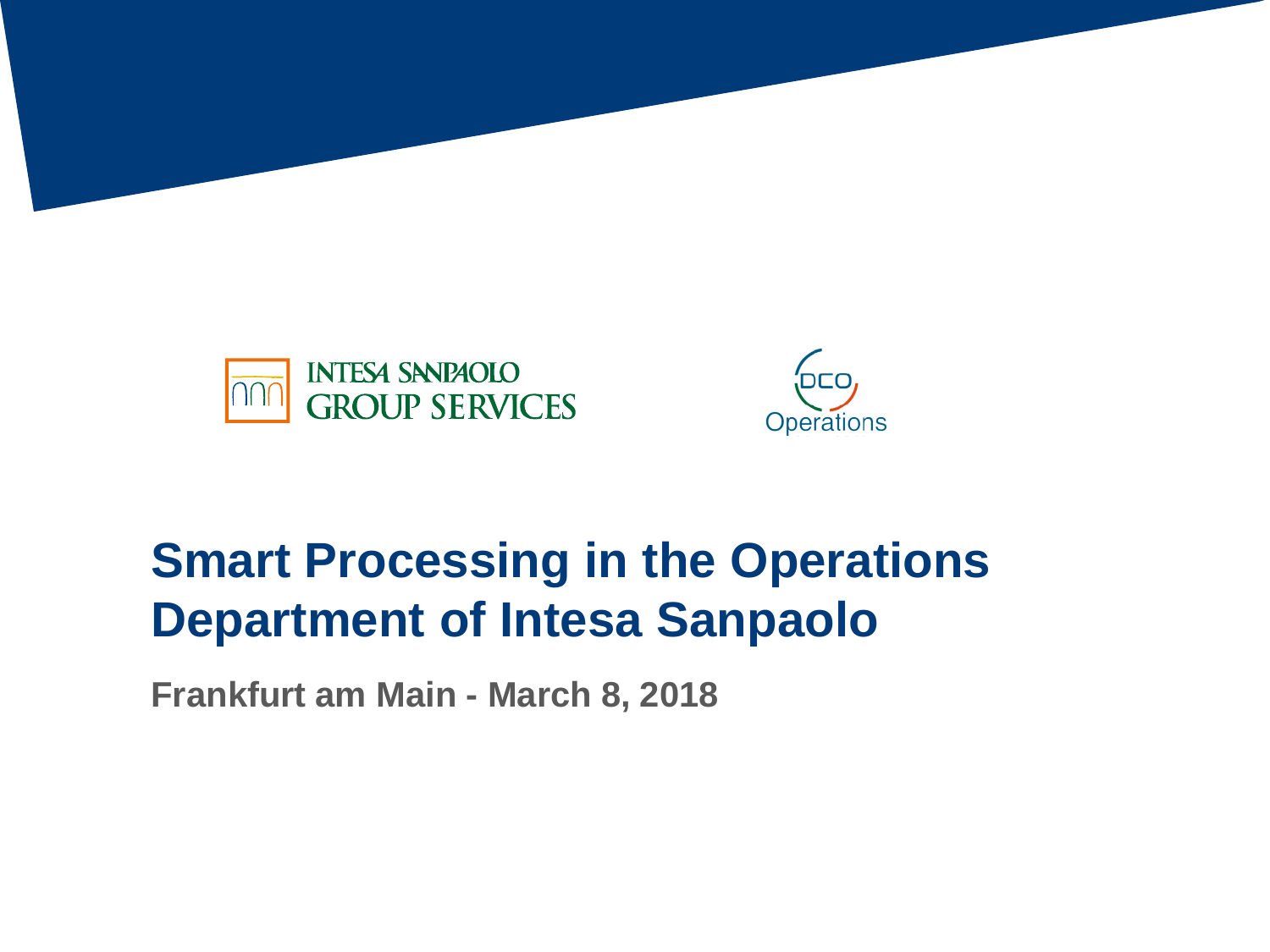INTESA SANPAOLO GROUP SERVICES

DCO Operations

# Smart Processing in the Operations Department of Intesa Sanpaolo

**Frankfurt am Main - March 8, 2018**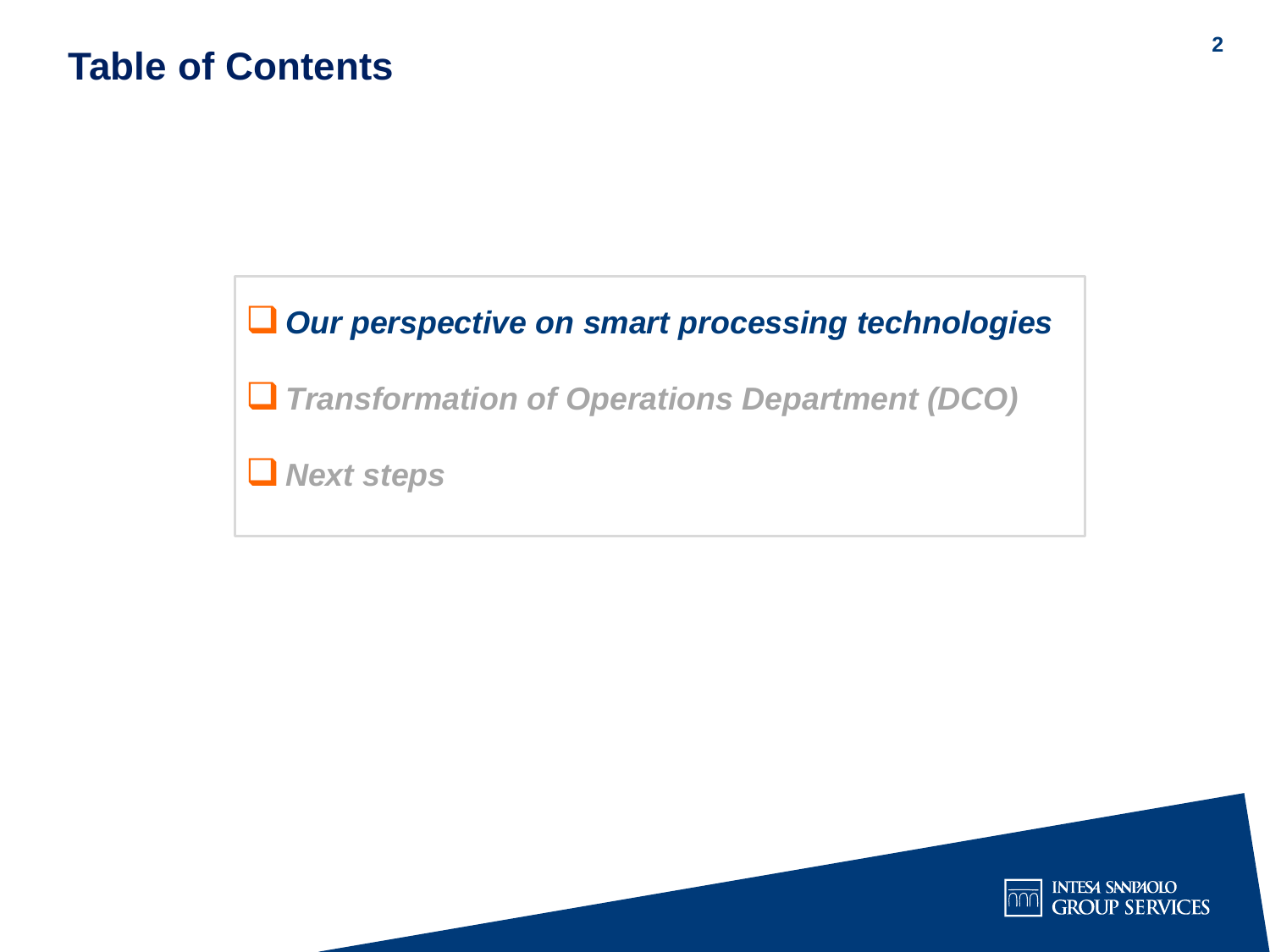# Table of Contents

- ***Our perspective on smart processing technologies***
- *Transformation of Operations Department (DCO)*
- *Next steps*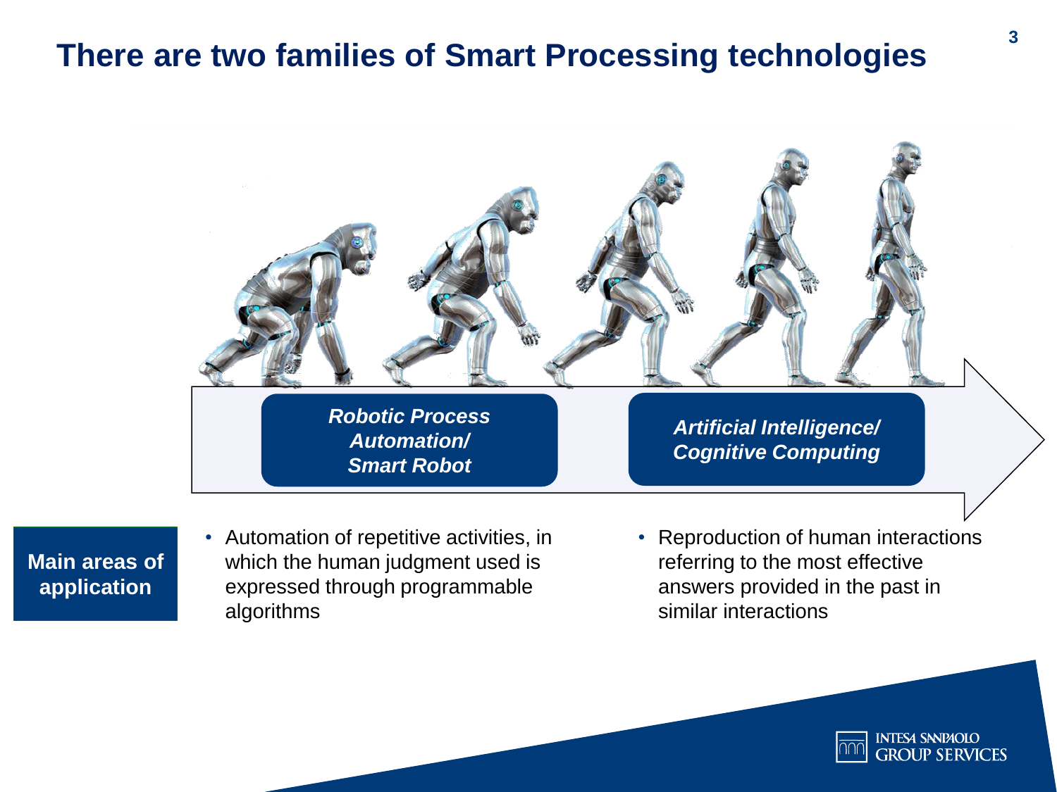# There are two families of Smart Processing technologies

| | *Robotic Process Automation/ Smart Robot* | *Artificial Intelligence/ Cognitive Computing* |
| --- | --- | --- |
| **Main areas of application** | Automation of repetitive activities, in which the human judgment used is expressed through programmable algorithms | Reproduction of human interactions referring to the most effective answers provided in the past in similar interactions |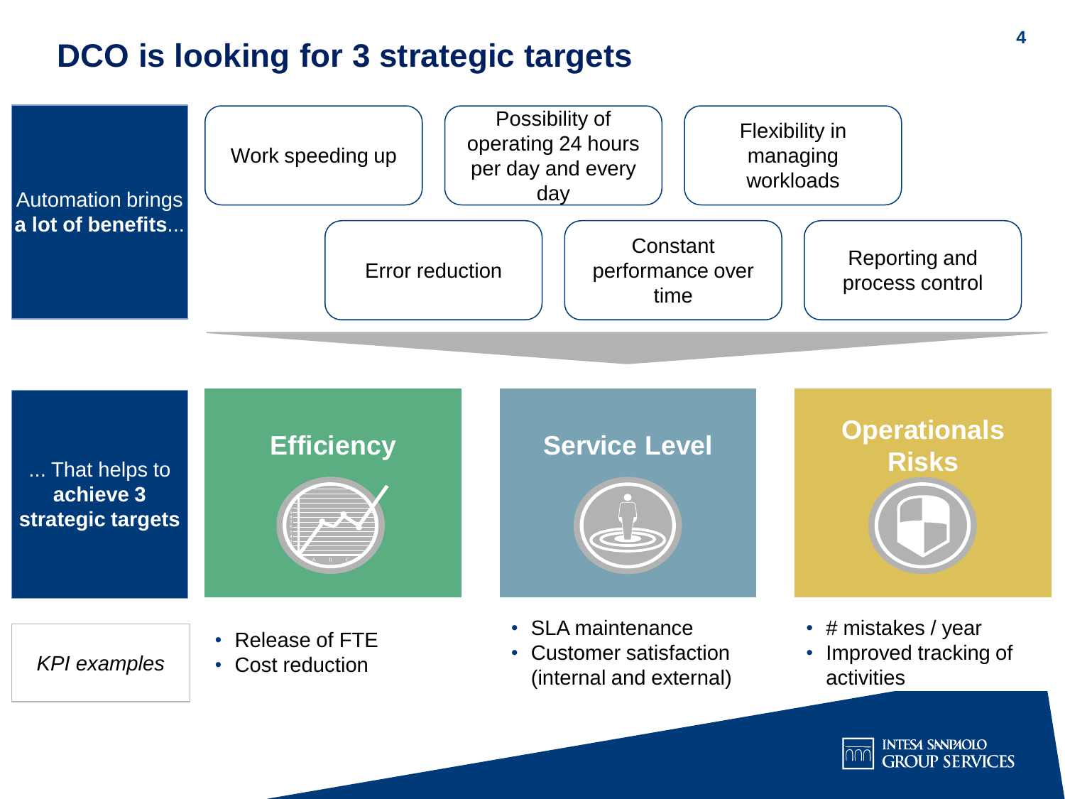# DCO is looking for 3 strategic targets

Automation brings **a lot of benefits**...

- Work speeding up
- Possibility of operating 24 hours per day and every day
- Flexibility in managing workloads
- Error reduction
- Constant performance over time
- Reporting and process control

... That helps to **achieve 3 strategic targets**

| | Efficiency | Service Level | Operationals Risks |
|---|---|---|---|
| *KPI examples* | • Release of FTE<br>• Cost reduction | • SLA maintenance<br>• Customer satisfaction (internal and external) | • # mistakes / year<br>• Improved tracking of activities |

INTESA SANPAOLO GROUP SERVICES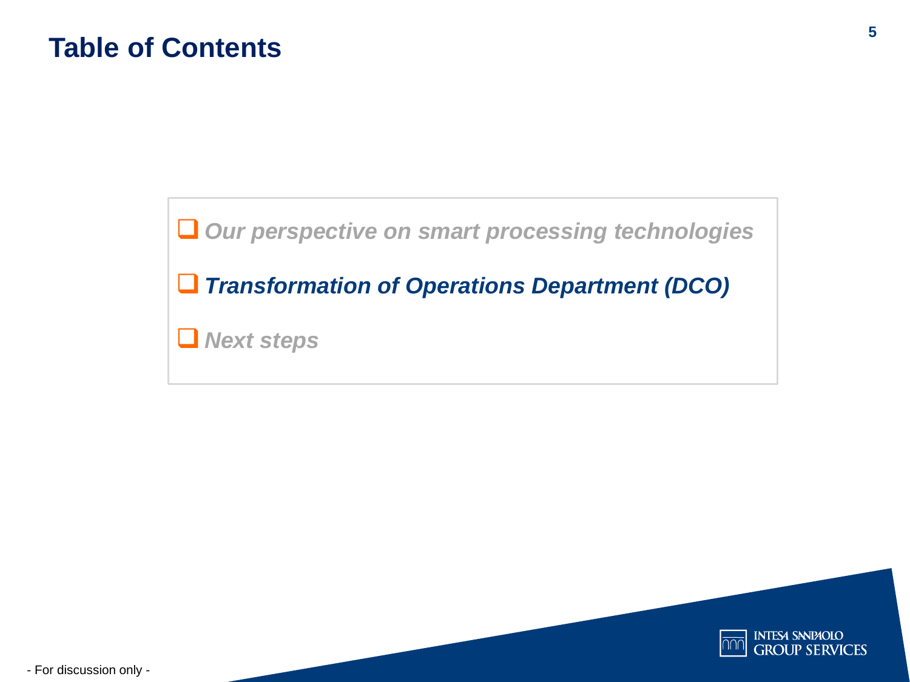# Table of Contents

- *Our perspective on smart processing technologies*
- ***Transformation of Operations Department (DCO)***
- *Next steps*

- For discussion only -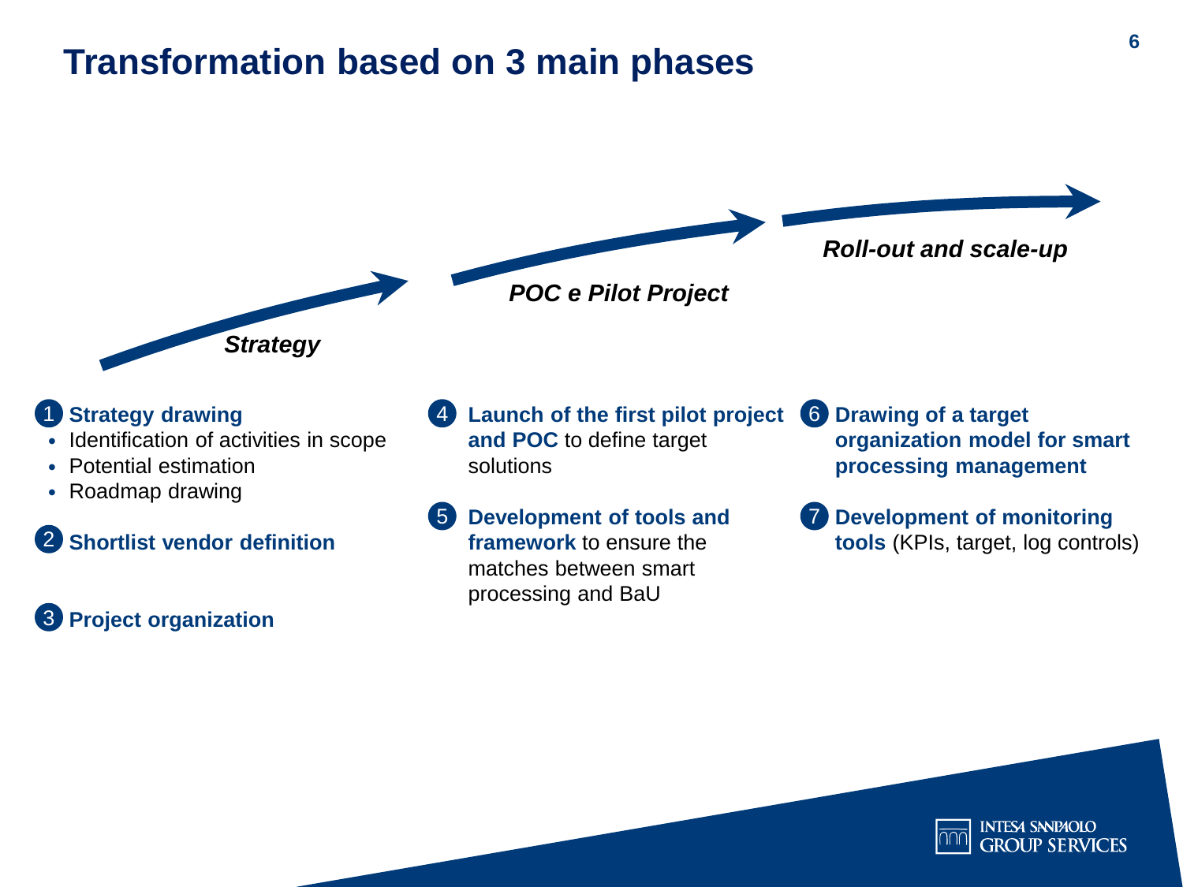# Transformation based on 3 main phases

## *Strategy*

1. **Strategy drawing**
   - Identification of activities in scope
   - Potential estimation
   - Roadmap drawing
2. **Shortlist vendor definition**
3. **Project organization**

## *POC e Pilot Project*

4. **Launch of the first pilot project and POC** to define target solutions
5. **Development of tools and framework** to ensure the matches between smart processing and BaU

## *Roll-out and scale-up*

6. **Drawing of a target organization model for smart processing management**
7. **Development of monitoring tools** (KPIs, target, log controls)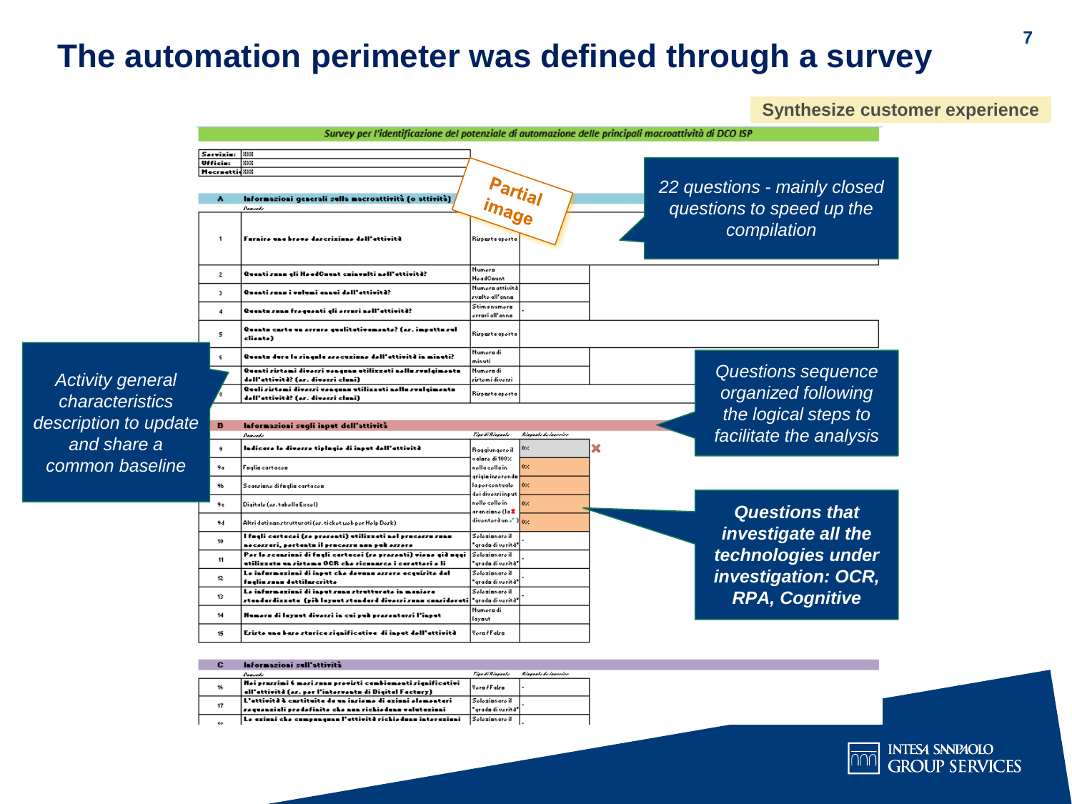# The automation perimeter was defined through a survey

**Synthesize customer experience**

*Survey per l'identificazione del potenziale di automazione delle principali macroattività di DCO ISP*

| | |
|---|---|
| Servizio: | XXX |
| Ufficio: | XXX |
| Macroattività: | XXX |

*Partial image*

| # | A – Informazioni generali sulla macroattività (o attività) | | |
|---|---|---|---|
| | Domande | | |
| 1 | Fornire una breve descrizione dell'attività | Risposta aperta | |
| 2 | Quanti sono gli HeadCount coinvolti nell'attività? | Numero HeadCount | |
| 3 | Quanti sono i volumi annui dell'attività? | Numero attività svolte all'anno | |
| 4 | Quanto sono frequenti gli errori nell'attività? | Stima numero errori all'anno | - |
| 5 | Quanto costa un errore qualitativamente? (es. impatto sul cliente) | Risposta aperta | |
| 6 | Quanto dura la singola esecuzione dell'attività in minuti? | Numero di minuti | |
| 7 | Quanti sistemi diversi vengono utilizzati nello svolgimento dell'attività? (es. diversi clusi) | Numero di sistemi diversi | |
| 8 | Quali sistemi diversi vengono utilizzati nello svolgimento dell'attività? (es. diversi clusi) | Risposta aperta | |

| # | B – Informazioni sugli input dell'attività | Tipo di Risposta | Risposta da inserire |
|---|---|---|---|
| 9 | Indicare le diverse tipologie di input dell'attività | Raggiungere il valore di 100% nella cella in grigio inserendo la percentuale dei diversi input nelle celle in arancione (la ✗ diventerà un ✓) | 0% |
| 9a | Foglio cartaceo | | 0% |
| 9b | Scansione di foglio cartaceo | | 0% |
| 9c | Digitale (es. tabella Excel) | | 0% |
| 9d | Altri dati non strutturati (es. ticket web per Help Desk) | | 0% |
| 10 | I fogli cartacei (se presenti) utilizzati nel processo sono necessari, pertanto il processo non può essere ... | Selezionare il "grado di verità" | - |
| 11 | Per le scansioni di fogli cartacei (se presenti) viene già oggi utilizzato un sistema OCR che riconosce i caratteri e li ... | Selezionare il "grado di verità" | - |
| 12 | Le informazioni di input che devono essere acquisite dal foglio sono dattiloscritte | Selezionare il "grado di verità" | - |
| 13 | Le informazioni di input sono strutturate in maniera standardizzata (più layout standard diversi sono considerati ... | Selezionare il "grado di verità" | - |
| 14 | Numero di layout diversi in cui può presentarsi l'input | Numero di layout | |
| 15 | Esiste una base storica significativa di input dell'attività | Vero / Falso | |

| # | C – Informazioni sull'attività | Tipo di Risposta | Risposta da inserire |
|---|---|---|---|
| 16 | Nei prossimi 6 mesi sono previsti cambiamenti significativi all'attività (es. per l'intervento di Digital Factory) | Vero / Falso | - |
| 17 | L'attività è costituita da un insieme di azioni elementari sequenziali predefinite che non richiedono valutazioni | Selezionare il "grado di verità" | - |
| 18 | Le azioni che compongono l'attività richiedono interazioni | Selezionare il | - |

*22 questions - mainly closed questions to speed up the compilation*

*Activity general characteristics description to update and share a common baseline*

*Questions sequence organized following the logical steps to facilitate the analysis*

***Questions that investigate all the technologies under investigation: OCR, RPA, Cognitive***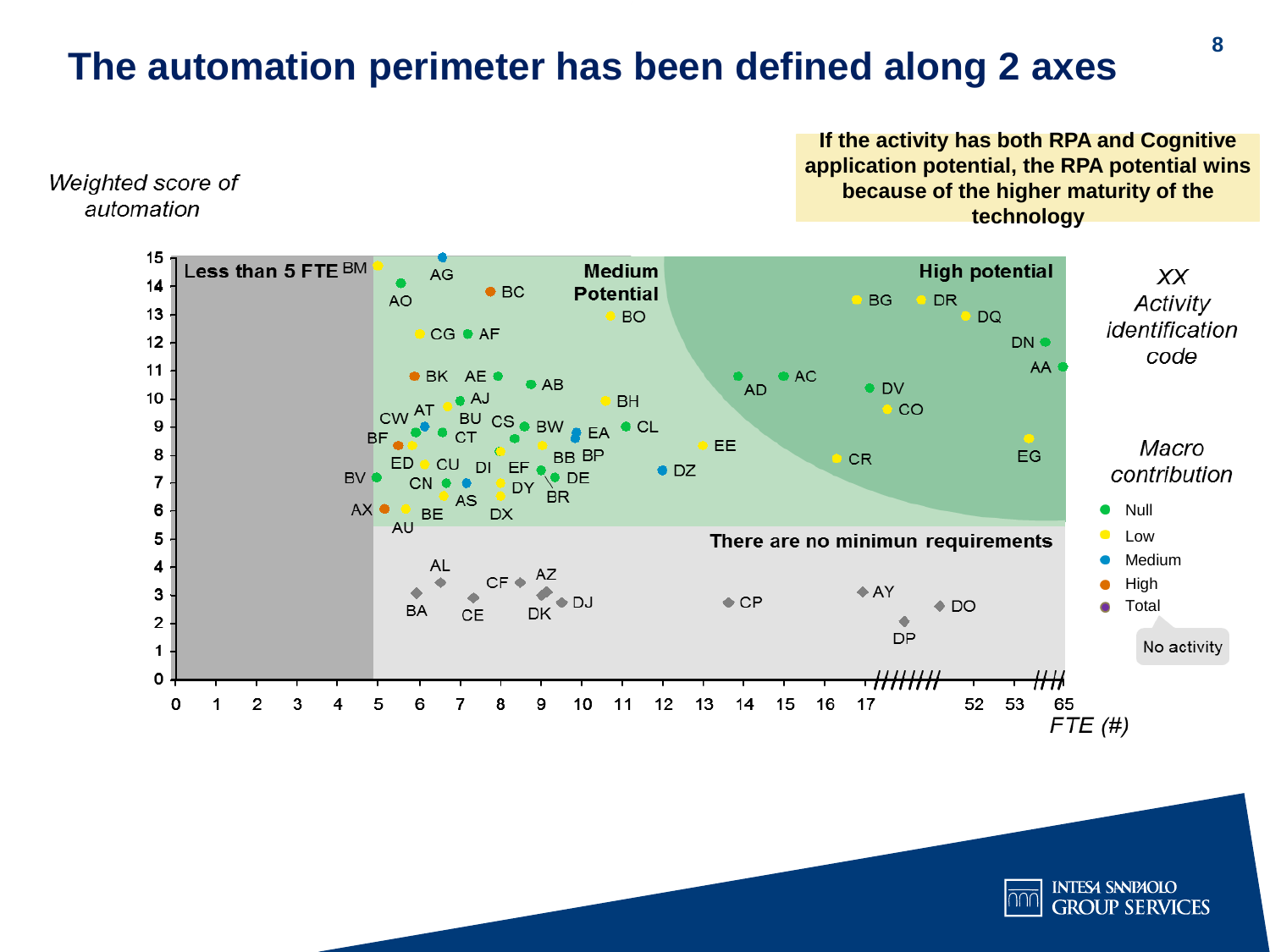# The automation perimeter has been defined along 2 axes

**If the activity has both RPA and Cognitive application potential, the RPA potential wins because of the higher maturity of the technology**

*Weighted score of automation*

**Less than 5 FTE** | **Medium Potential** | **High potential** | **There are no minimun requirements**

*FTE (#)*

*XX Activity identification code*

*Macro contribution*

- Null
- Low
- Medium
- High
- Total

No activity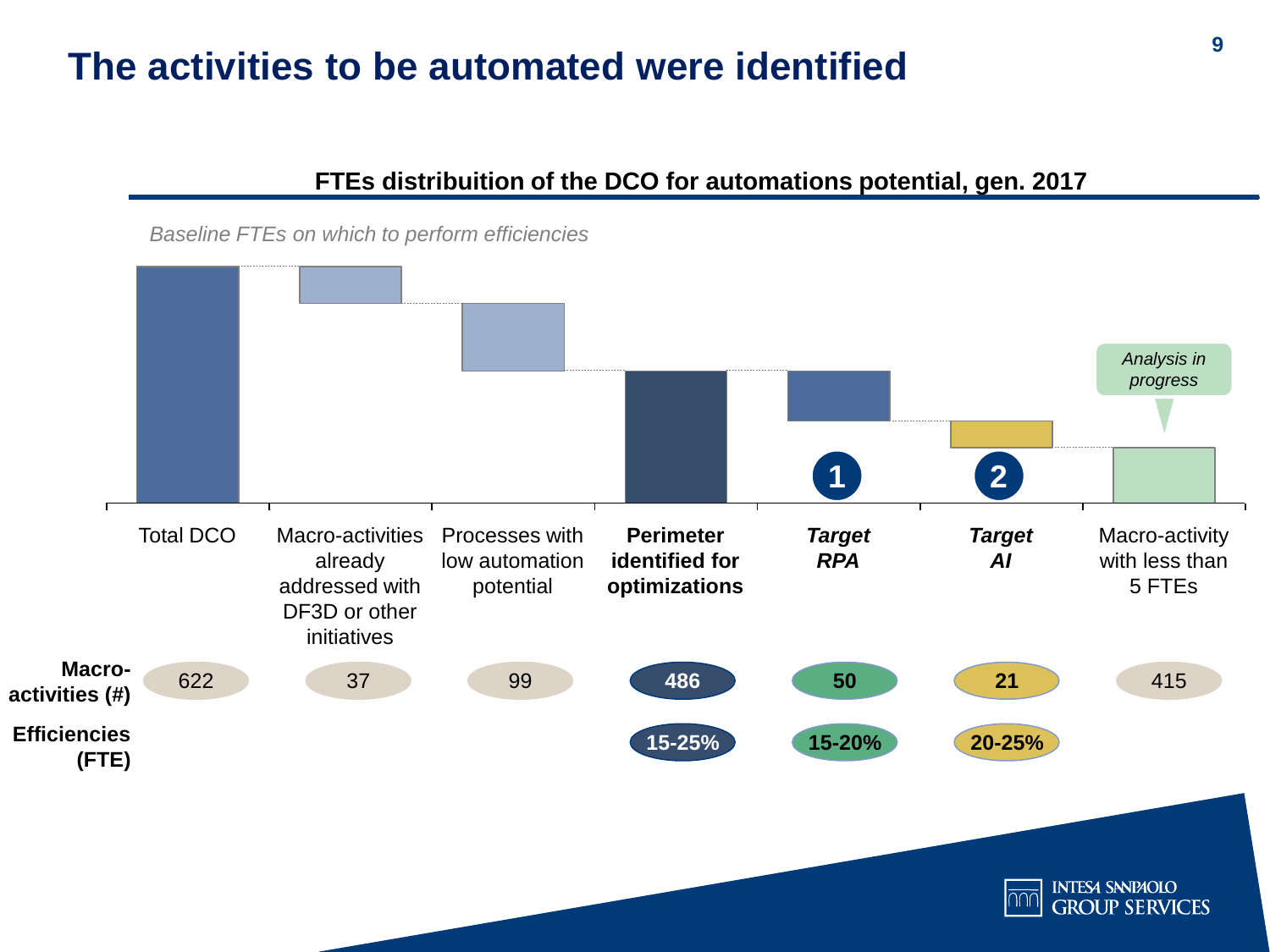# The activities to be automated were identified

**FTEs distribuition of the DCO for automations potential, gen. 2017**

*Baseline FTEs on which to perform efficiencies*

*Analysis in progress*

| | Total DCO | Macro-activities already addressed with DF3D or other initiatives | Processes with low automation potential | **Perimeter identified for optimizations** | ***Target RPA*** (1) | ***Target AI*** (2) | Macro-activity with less than 5 FTEs |
|---|---|---|---|---|---|---|---|
| **Macro-activities (#)** | 622 | 37 | 99 | **486** | **50** | **21** | 415 |
| **Efficiencies (FTE)** | | | | **15-25%** | **15-20%** | **20-25%** | |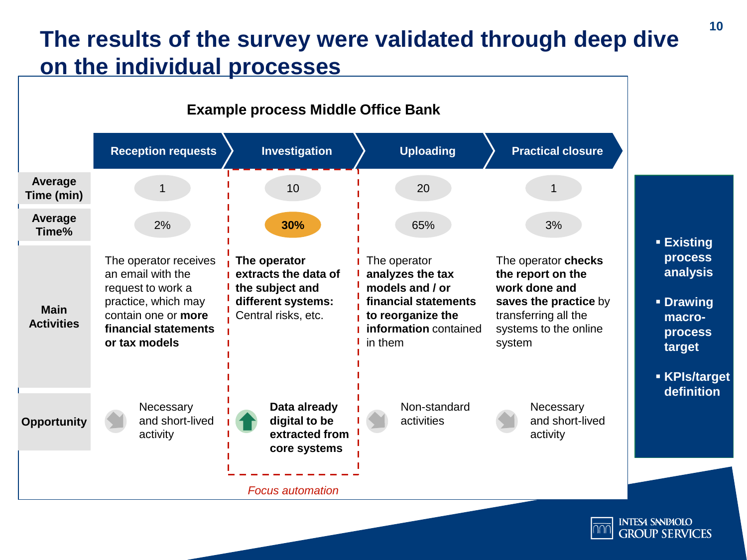# The results of the survey were validated through deep dive on the individual processes

## Example process Middle Office Bank

| | Reception requests | Investigation | Uploading | Practical closure |
|---|---|---|---|---|
| **Average Time (min)** | 1 | 10 | 20 | 1 |
| **Average Time%** | 2% | **30%** | 65% | 3% |
| **Main Activities** | The operator receives an email with the request to work a practice, which may contain one or **more financial statements or tax models** | **The operator extracts the data of the subject and different systems:** Central risks, etc. | The operator **analyzes the tax models and / or financial statements to reorganize the information** contained in them | The operator **checks the report on the work done and saves the practice** by transferring all the systems to the online system |
| **Opportunity** | Necessary and short-lived activity | **Data already digital to be extracted from core systems** | Non-standard activities | Necessary and short-lived activity |

*Focus automation*

- **Existing process analysis**
- **Drawing macro-process target**
- **KPIs/target definition**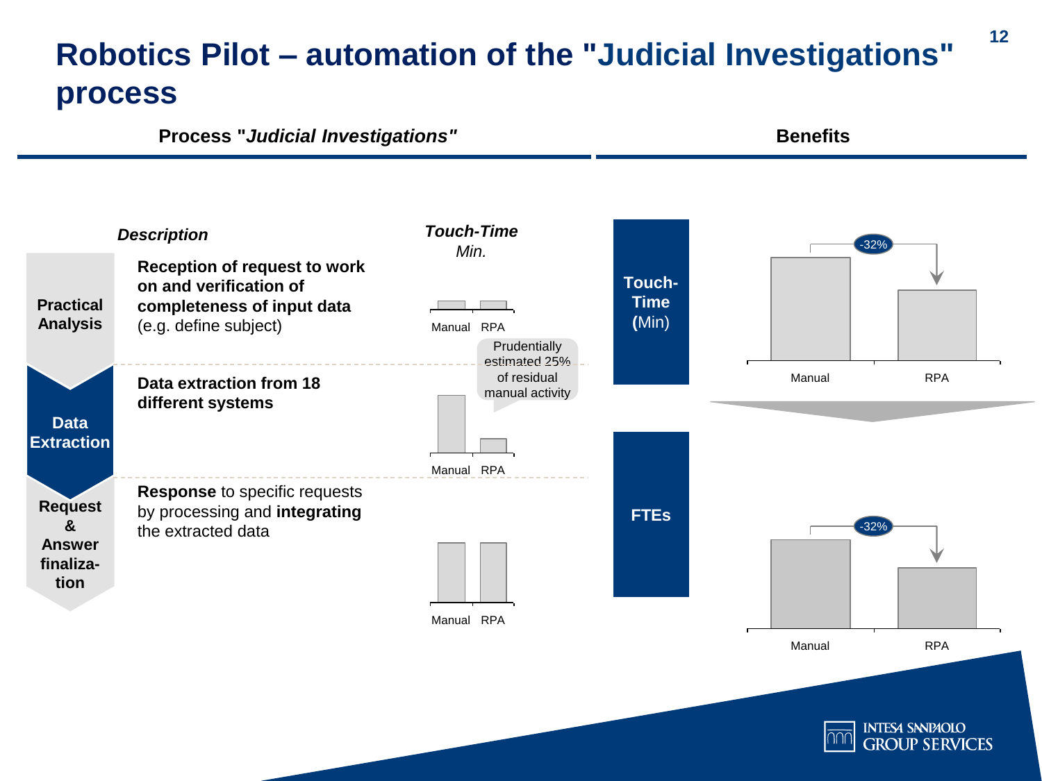# Robotics Pilot – automation of the "Judicial Investigations" process

## Process "*Judicial Investigations*"

| Phase | *Description* | *Touch-Time* Min. |
|---|---|---|
| **Practical Analysis** | **Reception of request to work on and verification of completeness of input data** (e.g. define subject) | Manual / RPA |
| **Data Extraction** | **Data extraction from 18 different systems** | Manual / RPA — Prudentially estimated 25% of residual manual activity |
| **Request & Answer finalization** | **Response** to specific requests by processing and **integrating** the extracted data | Manual / RPA |

## Benefits

**Touch-Time (Min)**: Manual → RPA: -32%

**FTEs**: Manual → RPA: -32%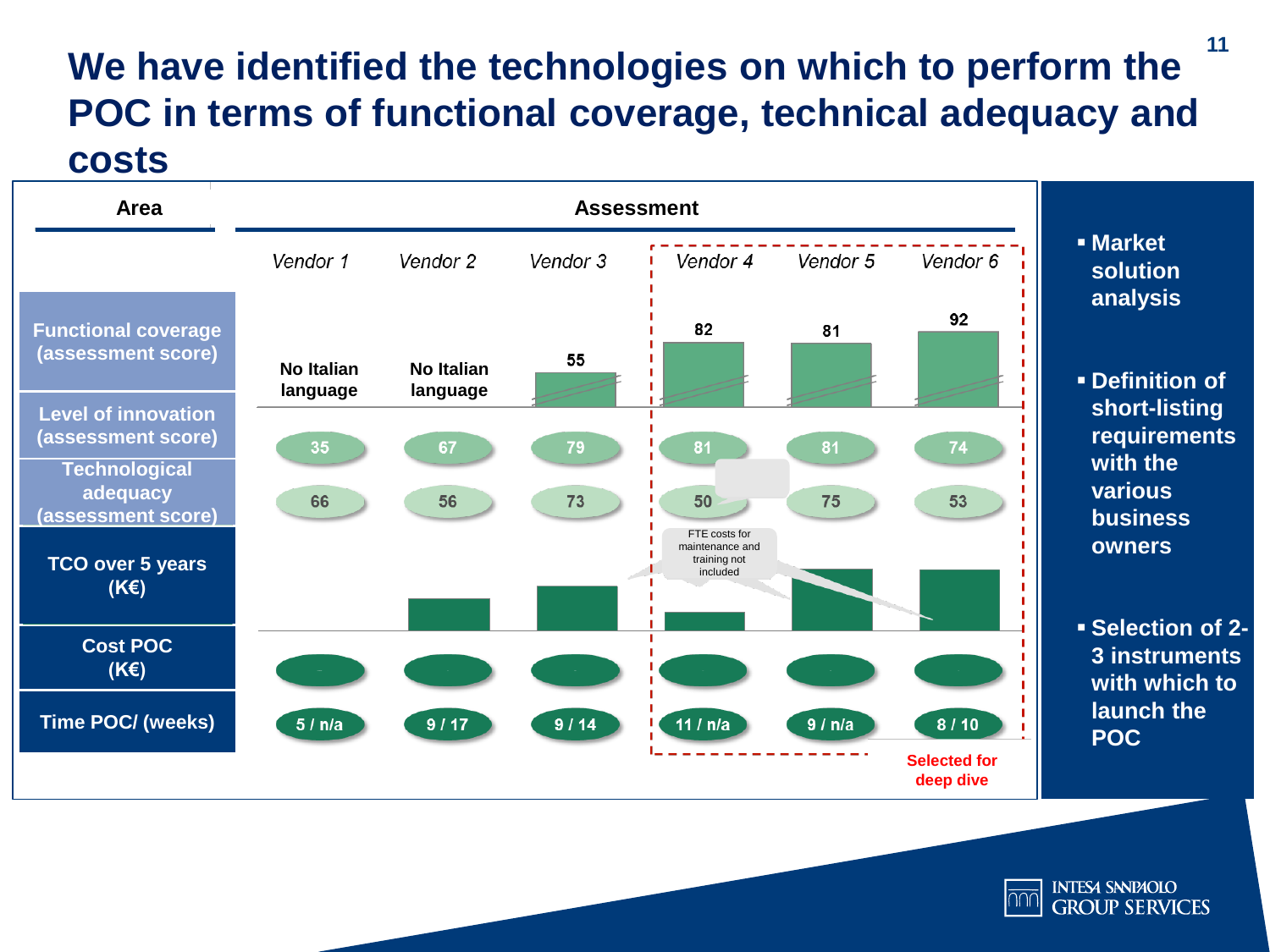# We have identified the technologies on which to perform the POC in terms of functional coverage, technical adequacy and costs

| Area | Vendor 1 | Vendor 2 | Vendor 3 | Vendor 4 | Vendor 5 | Vendor 6 |
|---|---|---|---|---|---|---|
| Functional coverage (assessment score) | No Italian language | No Italian language | 55 | 82 | 81 | 92 |
| Level of innovation (assessment score) | 35 | 67 | 79 | 81 | 81 | 74 |
| Technological adequacy (assessment score) | 66 | 56 | 73 | 50 | 75 | 53 |
| TCO over 5 years (K€) | | | | FTE costs for maintenance and training not included | | |
| Cost POC (K€) | | | | | | |
| Time POC/ (weeks) | 5 / n/a | 9 / 17 | 9 / 14 | 11 / n/a | 9 / n/a | 8 / 10 |

Vendor 4, Vendor 5, Vendor 6: **Selected for deep dive**

- **Market solution analysis**
- **Definition of short-listing requirements with the various business owners**
- **Selection of 2-3 instruments with which to launch the POC**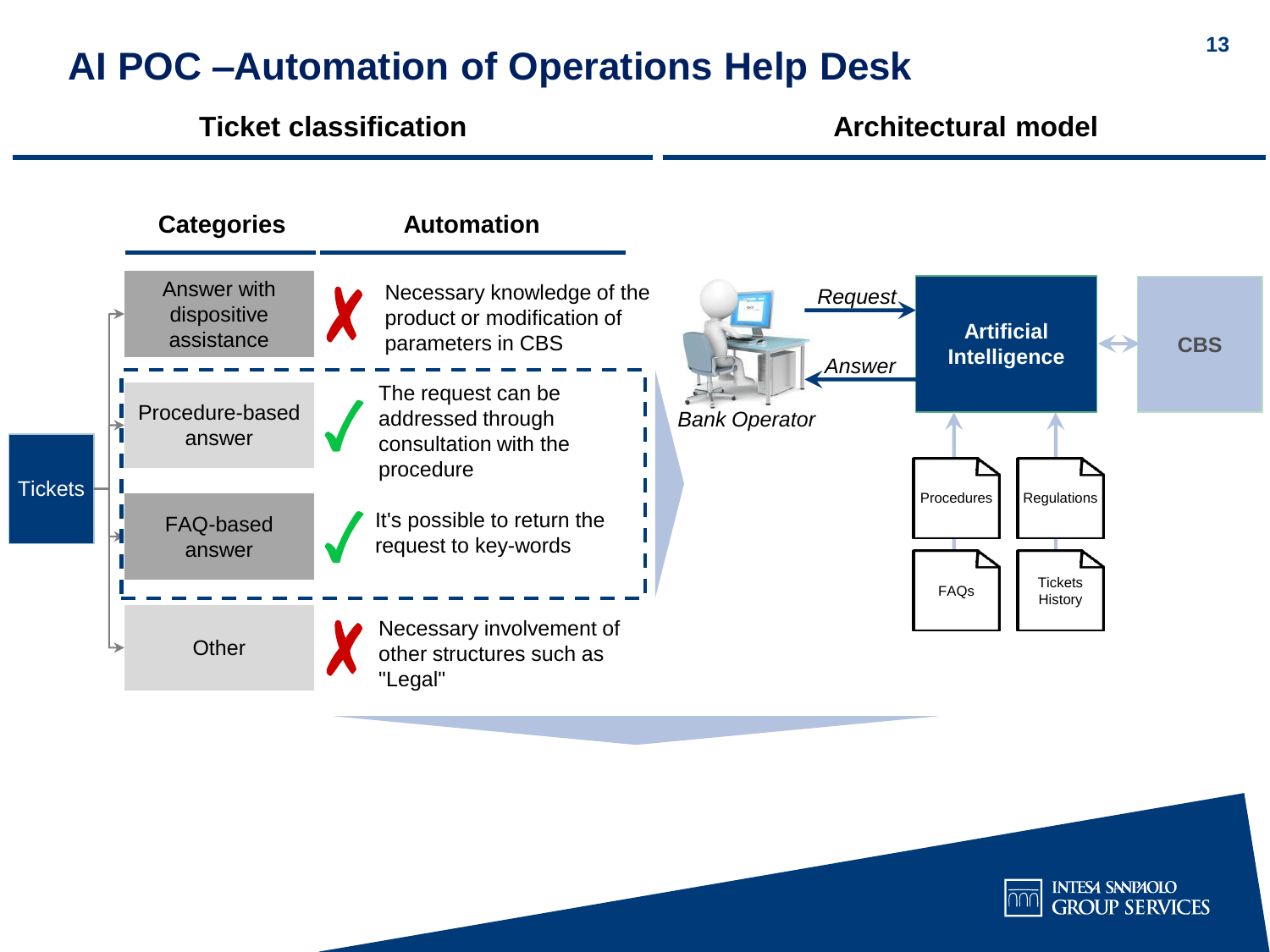# AI POC –Automation of Operations Help Desk

## Ticket classification

| Categories | Automation | |
|---|---|---|
| Answer with dispositive assistance | ✗ | Necessary knowledge of the product or modification of parameters in CBS |
| Procedure-based answer | ✓ | The request can be addressed through consultation with the procedure |
| FAQ-based answer | ✓ | It's possible to return the request to key-words |
| Other | ✗ | Necessary involvement of other structures such as "Legal" |

Tickets

## Architectural model

*Bank Operator* — *Request* → **Artificial Intelligence** ↔ **CBS**

**Artificial Intelligence** — *Answer* → *Bank Operator*

Sources feeding Artificial Intelligence: Procedures, Regulations, FAQs, Tickets History

INTESA SANPAOLO GROUP SERVICES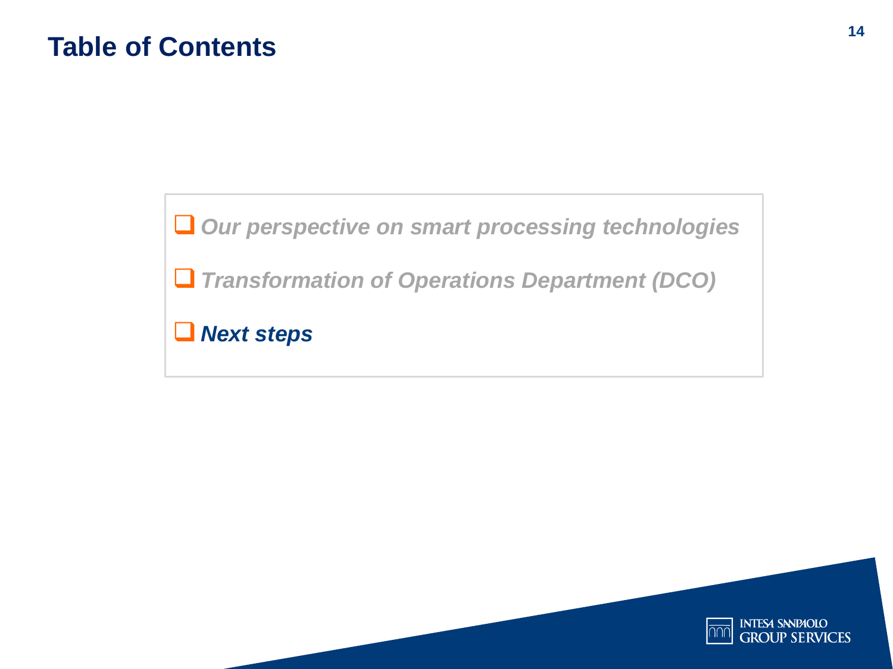# Table of Contents

- ❑ *Our perspective on smart processing technologies*
- ❑ *Transformation of Operations Department (DCO)*
- ❑ ***Next steps***

INTESA SANPAOLO GROUP SERVICES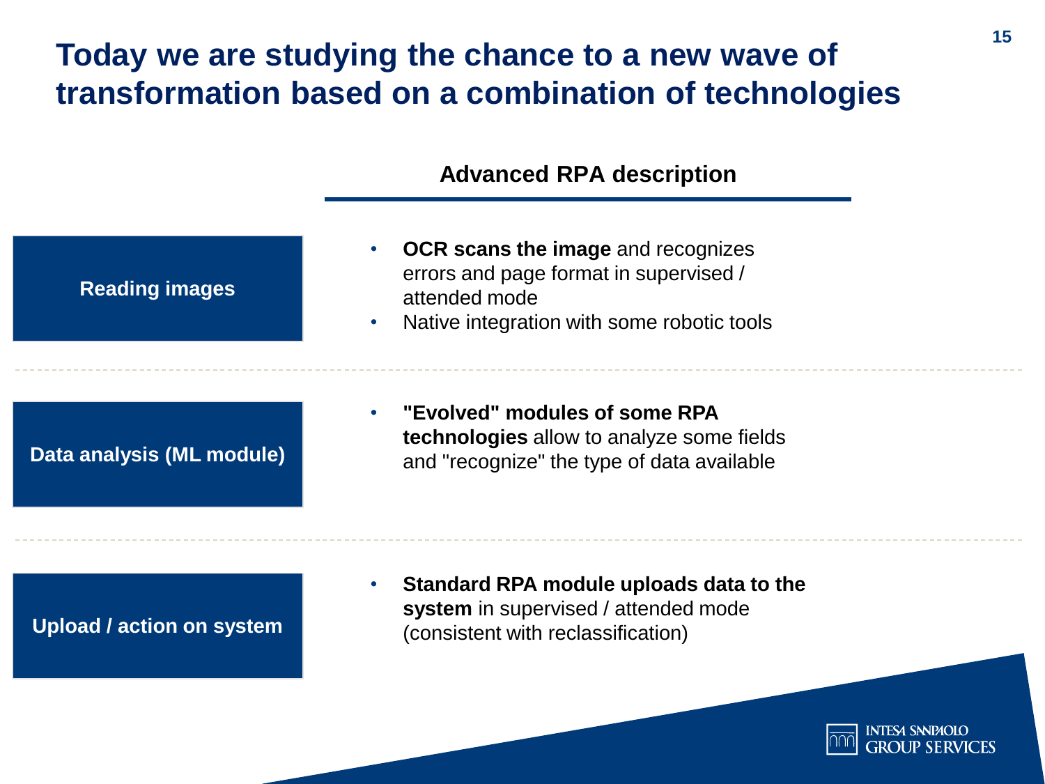# Today we are studying the chance to a new wave of transformation based on a combination of technologies

## Advanced RPA description

**Reading images**

- **OCR scans the image** and recognizes errors and page format in supervised / attended mode
- Native integration with some robotic tools

**Data analysis (ML module)**

- **"Evolved" modules of some RPA technologies** allow to analyze some fields and "recognize" the type of data available

**Upload / action on system**

- **Standard RPA module uploads data to the system** in supervised / attended mode (consistent with reclassification)

INTESA SANPAOLO GROUP SERVICES